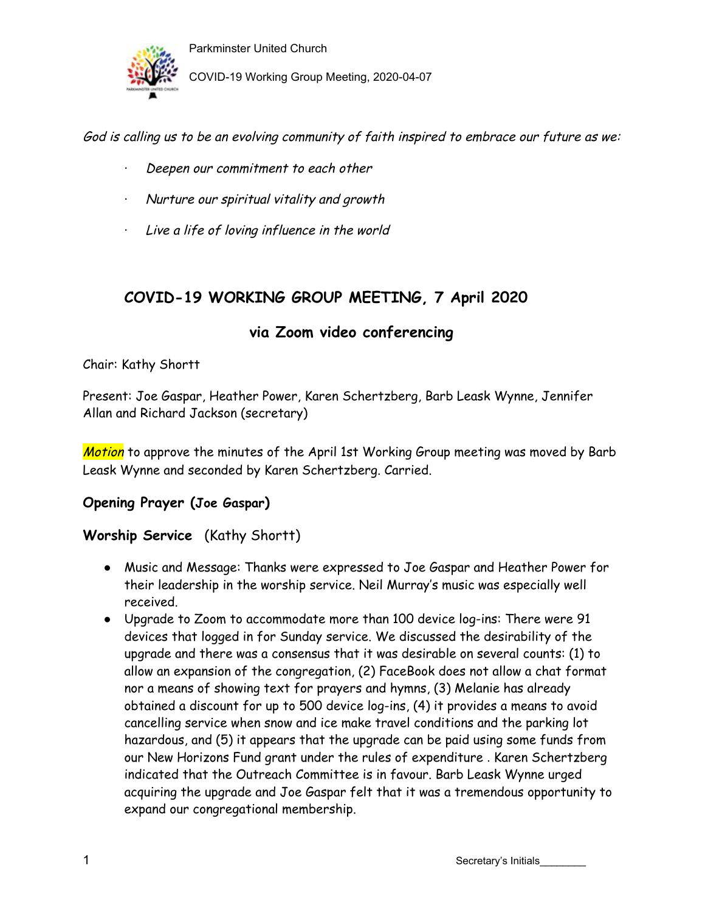*God is calling us to be an evolving community of faith inspired to embrace our future as we:*

- *Deepen our commitment to each other*
- *Nurture our spiritual vitality and growth*
- *Live a life of loving influence in the world*

## COVID-19 WORKING GROUP MEETING, 7 April 2020

### via Zoom video conferencing

Chair: Kathy Shortt

Present: Joe Gaspar, Heather Power, Karen Schertzberg, Barb Leask Wynne, Jennifer Allan and Richard Jackson (secretary)

*Motion* to approve the minutes of the April 1st Working Group meeting was moved by Barb Leask Wynne and seconded by Karen Schertzberg. Carried.

**Opening Prayer (Joe Gaspar)**

**Worship Service** (Kathy Shortt)

- Music and Message: Thanks were expressed to Joe Gaspar and Heather Power for their leadership in the worship service. Neil Murray's music was especially well received.
- Upgrade to Zoom to accommodate more than 100 device log-ins: There were 91 devices that logged in for Sunday service. We discussed the desirability of the upgrade and there was a consensus that it was desirable on several counts: (1) to allow an expansion of the congregation, (2) FaceBook does not allow a chat format nor a means of showing text for prayers and hymns, (3) Melanie has already obtained a discount for up to 500 device log-ins, (4) it provides a means to avoid cancelling service when snow and ice make travel conditions and the parking lot hazardous, and (5) it appears that the upgrade can be paid using some funds from our New Horizons Fund grant under the rules of expenditure . Karen Schertzberg indicated that the Outreach Committee is in favour. Barb Leask Wynne urged acquiring the upgrade and Joe Gaspar felt that it was a tremendous opportunity to expand our congregational membership.

Secretary's Initials________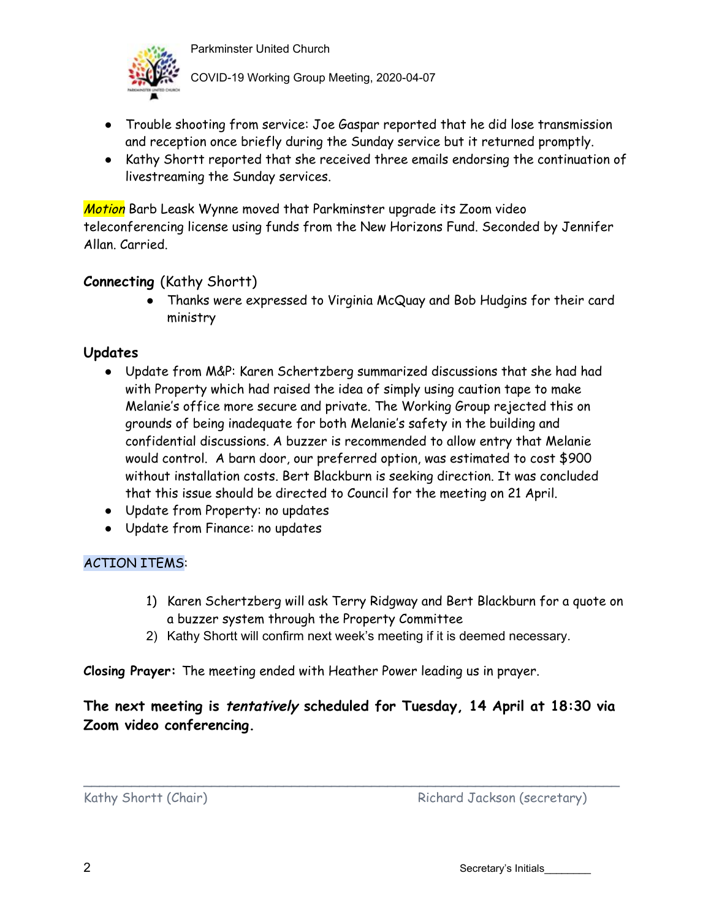- Trouble shooting from service: Joe Gaspar reported that he did lose transmission and reception once briefly during the Sunday service but it returned promptly.
- Kathy Shortt reported that she received three emails endorsing the continuation of livestreaming the Sunday services.

*Motion* Barb Leask Wynne moved that Parkminster upgrade its Zoom video teleconferencing license using funds from the New Horizons Fund. Seconded by Jennifer Allan. Carried.

**Connecting** (Kathy Shortt)

- Thanks were expressed to Virginia McQuay and Bob Hudgins for their card ministry

**Updates**

- Update from M&P: Karen Schertzberg summarized discussions that she had had with Property which had raised the idea of simply using caution tape to make Melanie's office more secure and private. The Working Group rejected this on grounds of being inadequate for both Melanie's safety in the building and confidential discussions. A buzzer is recommended to allow entry that Melanie would control. A barn door, our preferred option, was estimated to cost $900 without installation costs. Bert Blackburn is seeking direction. It was concluded that this issue should be directed to Council for the meeting on 21 April.
- Update from Property: no updates
- Update from Finance: no updates

ACTION ITEMS:

1) Karen Schertzberg will ask Terry Ridgway and Bert Blackburn for a quote on a buzzer system through the Property Committee
2) Kathy Shortt will confirm next week's meeting if it is deemed necessary.

**Closing Prayer:** The meeting ended with Heather Power leading us in prayer.

**The next meeting is *tentatively* scheduled for Tuesday, 14 April at 18:30 via Zoom video conferencing.**

Kathy Shortt (Chair) Richard Jackson (secretary)

Secretary's Initials________